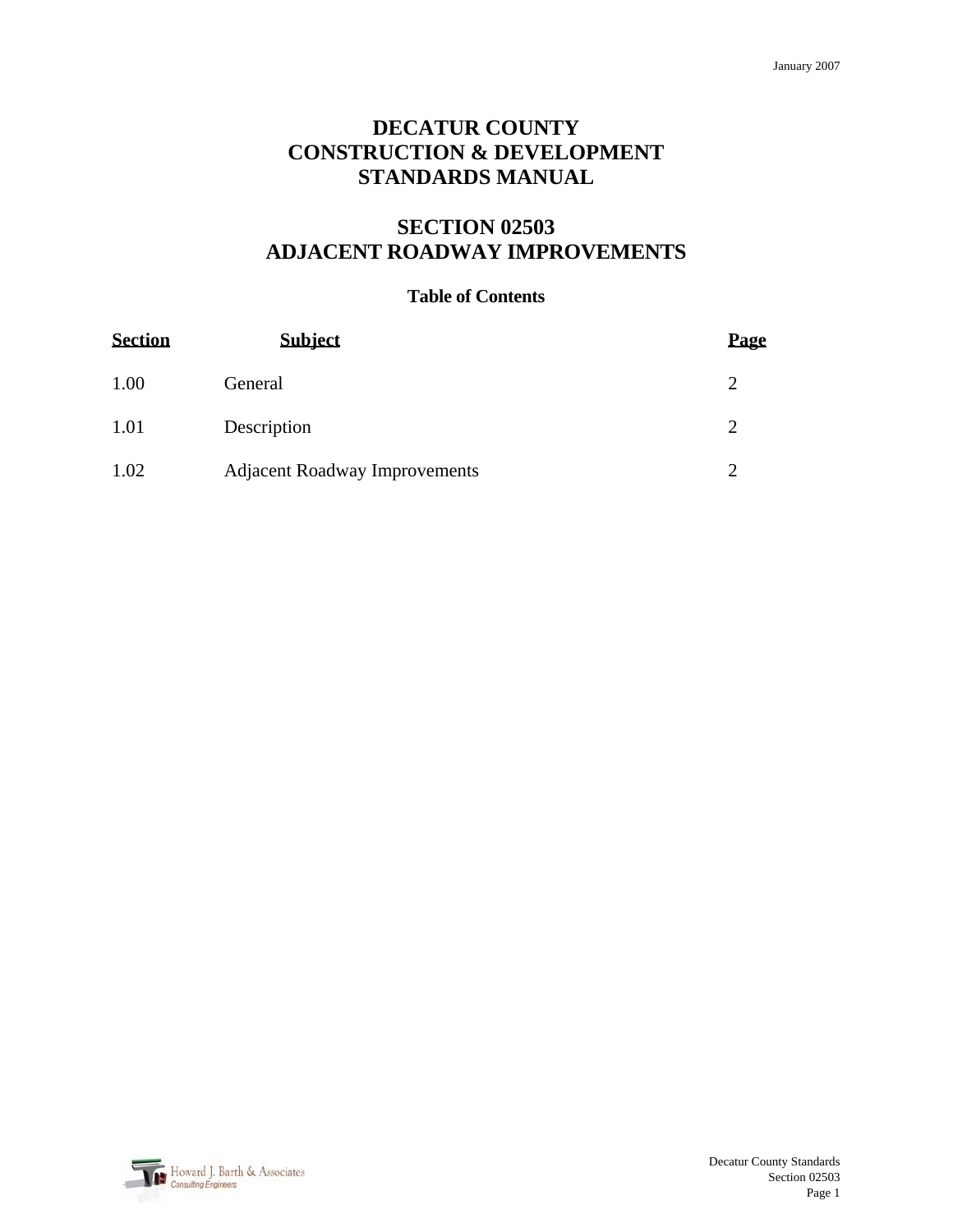January 2007

# DECATUR COUNTY CONSTRUCTION & DEVELOPMENT STANDARDS MANUAL

## SECTION 02503 ADJACENT ROADWAY IMPROVEMENTS

### Table of Contents

| Section | Subject | Page |
| --- | --- | --- |
| 1.00 | General | 2 |
| 1.01 | Description | 2 |
| 1.02 | Adjacent Roadway Improvements | 2 |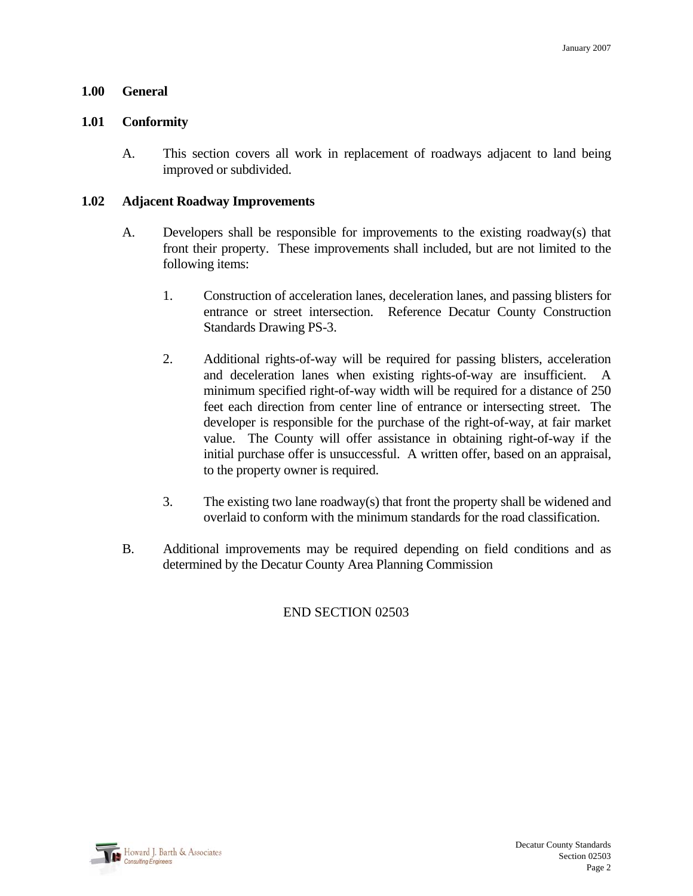## 1.00 General

### 1.01 Conformity

A. This section covers all work in replacement of roadways adjacent to land being improved or subdivided.

### 1.02 Adjacent Roadway Improvements

A. Developers shall be responsible for improvements to the existing roadway(s) that front their property. These improvements shall included, but are not limited to the following items:

   1. Construction of acceleration lanes, deceleration lanes, and passing blisters for entrance or street intersection. Reference Decatur County Construction Standards Drawing PS-3.

   2. Additional rights-of-way will be required for passing blisters, acceleration and deceleration lanes when existing rights-of-way are insufficient. A minimum specified right-of-way width will be required for a distance of 250 feet each direction from center line of entrance or intersecting street. The developer is responsible for the purchase of the right-of-way, at fair market value. The County will offer assistance in obtaining right-of-way if the initial purchase offer is unsuccessful. A written offer, based on an appraisal, to the property owner is required.

   3. The existing two lane roadway(s) that front the property shall be widened and overlaid to conform with the minimum standards for the road classification.

B. Additional improvements may be required depending on field conditions and as determined by the Decatur County Area Planning Commission

END SECTION 02503